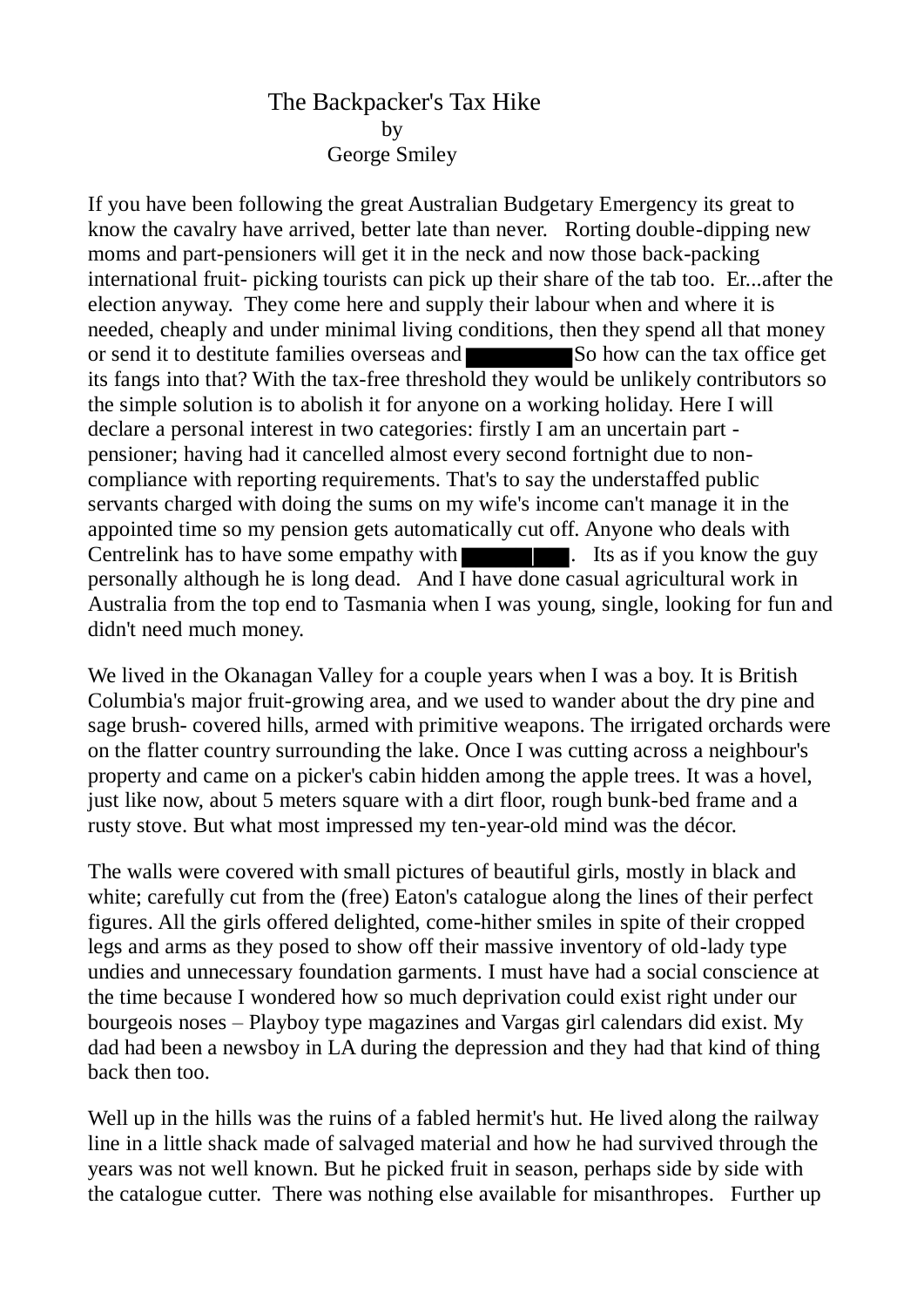# The Backpacker's Tax Hike

by

George Smiley

If you have been following the great Australian Budgetary Emergency its great to know the cavalry have arrived, better late than never. Rorting double-dipping new moms and part-pensioners will get it in the neck and now those back-packing international fruit- picking tourists can pick up their share of the tab too. Er...after the election anyway. They come here and supply their labour when and where it is needed, cheaply and under minimal living conditions, then they spend all that money or send it to destitute families overseas and ██████ So how can the tax office get its fangs into that? With the tax-free threshold they would be unlikely contributors so the simple solution is to abolish it for anyone on a working holiday. Here I will declare a personal interest in two categories: firstly I am an uncertain part - pensioner; having had it cancelled almost every second fortnight due to non-compliance with reporting requirements. That's to say the understaffed public servants charged with doing the sums on my wife's income can't manage it in the appointed time so my pension gets automatically cut off. Anyone who deals with Centrelink has to have some empathy with ██████. Its as if you know the guy personally although he is long dead. And I have done casual agricultural work in Australia from the top end to Tasmania when I was young, single, looking for fun and didn't need much money.

We lived in the Okanagan Valley for a couple years when I was a boy. It is British Columbia's major fruit-growing area, and we used to wander about the dry pine and sage brush- covered hills, armed with primitive weapons. The irrigated orchards were on the flatter country surrounding the lake. Once I was cutting across a neighbour's property and came on a picker's cabin hidden among the apple trees. It was a hovel, just like now, about 5 meters square with a dirt floor, rough bunk-bed frame and a rusty stove. But what most impressed my ten-year-old mind was the décor.

The walls were covered with small pictures of beautiful girls, mostly in black and white; carefully cut from the (free) Eaton's catalogue along the lines of their perfect figures. All the girls offered delighted, come-hither smiles in spite of their cropped legs and arms as they posed to show off their massive inventory of old-lady type undies and unnecessary foundation garments. I must have had a social conscience at the time because I wondered how so much deprivation could exist right under our bourgeois noses – Playboy type magazines and Vargas girl calendars did exist. My dad had been a newsboy in LA during the depression and they had that kind of thing back then too.

Well up in the hills was the ruins of a fabled hermit's hut. He lived along the railway line in a little shack made of salvaged material and how he had survived through the years was not well known. But he picked fruit in season, perhaps side by side with the catalogue cutter. There was nothing else available for misanthropes. Further up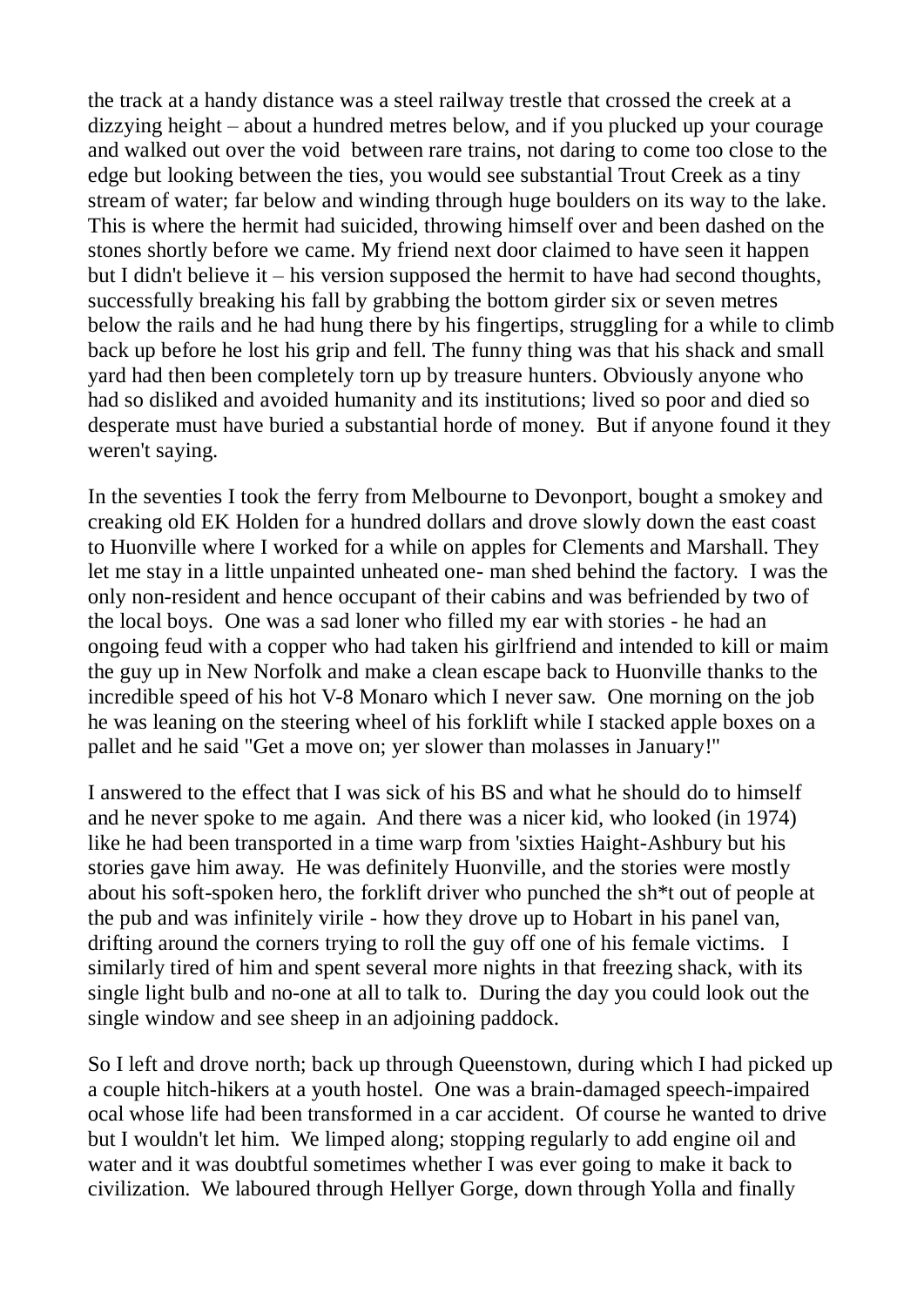the track at a handy distance was a steel railway trestle that crossed the creek at a dizzying height – about a hundred metres below, and if you plucked up your courage and walked out over the void between rare trains, not daring to come too close to the edge but looking between the ties, you would see substantial Trout Creek as a tiny stream of water; far below and winding through huge boulders on its way to the lake. This is where the hermit had suicided, throwing himself over and been dashed on the stones shortly before we came. My friend next door claimed to have seen it happen but I didn't believe it – his version supposed the hermit to have had second thoughts, successfully breaking his fall by grabbing the bottom girder six or seven metres below the rails and he had hung there by his fingertips, struggling for a while to climb back up before he lost his grip and fell. The funny thing was that his shack and small yard had then been completely torn up by treasure hunters. Obviously anyone who had so disliked and avoided humanity and its institutions; lived so poor and died so desperate must have buried a substantial horde of money. But if anyone found it they weren't saying.

In the seventies I took the ferry from Melbourne to Devonport, bought a smokey and creaking old EK Holden for a hundred dollars and drove slowly down the east coast to Huonville where I worked for a while on apples for Clements and Marshall. They let me stay in a little unpainted unheated one- man shed behind the factory. I was the only non-resident and hence occupant of their cabins and was befriended by two of the local boys. One was a sad loner who filled my ear with stories - he had an ongoing feud with a copper who had taken his girlfriend and intended to kill or maim the guy up in New Norfolk and make a clean escape back to Huonville thanks to the incredible speed of his hot V-8 Monaro which I never saw. One morning on the job he was leaning on the steering wheel of his forklift while I stacked apple boxes on a pallet and he said "Get a move on; yer slower than molasses in January!"

I answered to the effect that I was sick of his BS and what he should do to himself and he never spoke to me again. And there was a nicer kid, who looked (in 1974) like he had been transported in a time warp from 'sixties Haight-Ashbury but his stories gave him away. He was definitely Huonville, and the stories were mostly about his soft-spoken hero, the forklift driver who punched the sh*t out of people at the pub and was infinitely virile - how they drove up to Hobart in his panel van, drifting around the corners trying to roll the guy off one of his female victims. I similarly tired of him and spent several more nights in that freezing shack, with its single light bulb and no-one at all to talk to. During the day you could look out the single window and see sheep in an adjoining paddock.

So I left and drove north; back up through Queenstown, during which I had picked up a couple hitch-hikers at a youth hostel. One was a brain-damaged speech-impaired ocal whose life had been transformed in a car accident. Of course he wanted to drive but I wouldn't let him. We limped along; stopping regularly to add engine oil and water and it was doubtful sometimes whether I was ever going to make it back to civilization. We laboured through Hellyer Gorge, down through Yolla and finally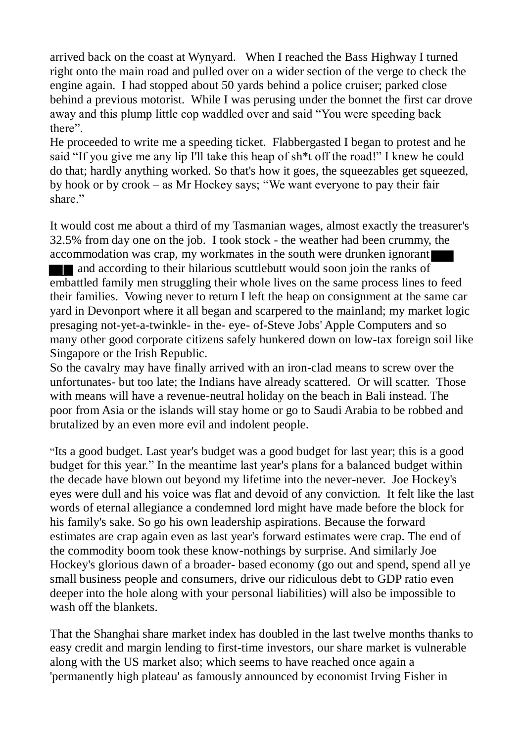arrived back on the coast at Wynyard. When I reached the Bass Highway I turned right onto the main road and pulled over on a wider section of the verge to check the engine again. I had stopped about 50 yards behind a police cruiser; parked close behind a previous motorist. While I was perusing under the bonnet the first car drove away and this plump little cop waddled over and said "You were speeding back there".

He proceeded to write me a speeding ticket. Flabbergasted I began to protest and he said "If you give me any lip I'll take this heap of sh*t off the road!" I knew he could do that; hardly anything worked. So that's how it goes, the squeezables get squeezed, by hook or by crook – as Mr Hockey says; "We want everyone to pay their fair share."

It would cost me about a third of my Tasmanian wages, almost exactly the treasurer's 32.5% from day one on the job. I took stock - the weather had been crummy, the accommodation was crap, my workmates in the south were drunken ignorant ███ ██ and according to their hilarious scuttlebutt would soon join the ranks of embattled family men struggling their whole lives on the same process lines to feed their families. Vowing never to return I left the heap on consignment at the same car yard in Devonport where it all began and scarpered to the mainland; my market logic presaging not-yet-a-twinkle- in the- eye- of-Steve Jobs' Apple Computers and so many other good corporate citizens safely hunkered down on low-tax foreign soil like Singapore or the Irish Republic.

So the cavalry may have finally arrived with an iron-clad means to screw over the unfortunates- but too late; the Indians have already scattered. Or will scatter. Those with means will have a revenue-neutral holiday on the beach in Bali instead. The poor from Asia or the islands will stay home or go to Saudi Arabia to be robbed and brutalized by an even more evil and indolent people.

"Its a good budget. Last year's budget was a good budget for last year; this is a good budget for this year." In the meantime last year's plans for a balanced budget within the decade have blown out beyond my lifetime into the never-never. Joe Hockey's eyes were dull and his voice was flat and devoid of any conviction. It felt like the last words of eternal allegiance a condemned lord might have made before the block for his family's sake. So go his own leadership aspirations. Because the forward estimates are crap again even as last year's forward estimates were crap. The end of the commodity boom took these know-nothings by surprise. And similarly Joe Hockey's glorious dawn of a broader- based economy (go out and spend, spend all ye small business people and consumers, drive our ridiculous debt to GDP ratio even deeper into the hole along with your personal liabilities) will also be impossible to wash off the blankets.

That the Shanghai share market index has doubled in the last twelve months thanks to easy credit and margin lending to first-time investors, our share market is vulnerable along with the US market also; which seems to have reached once again a 'permanently high plateau' as famously announced by economist Irving Fisher in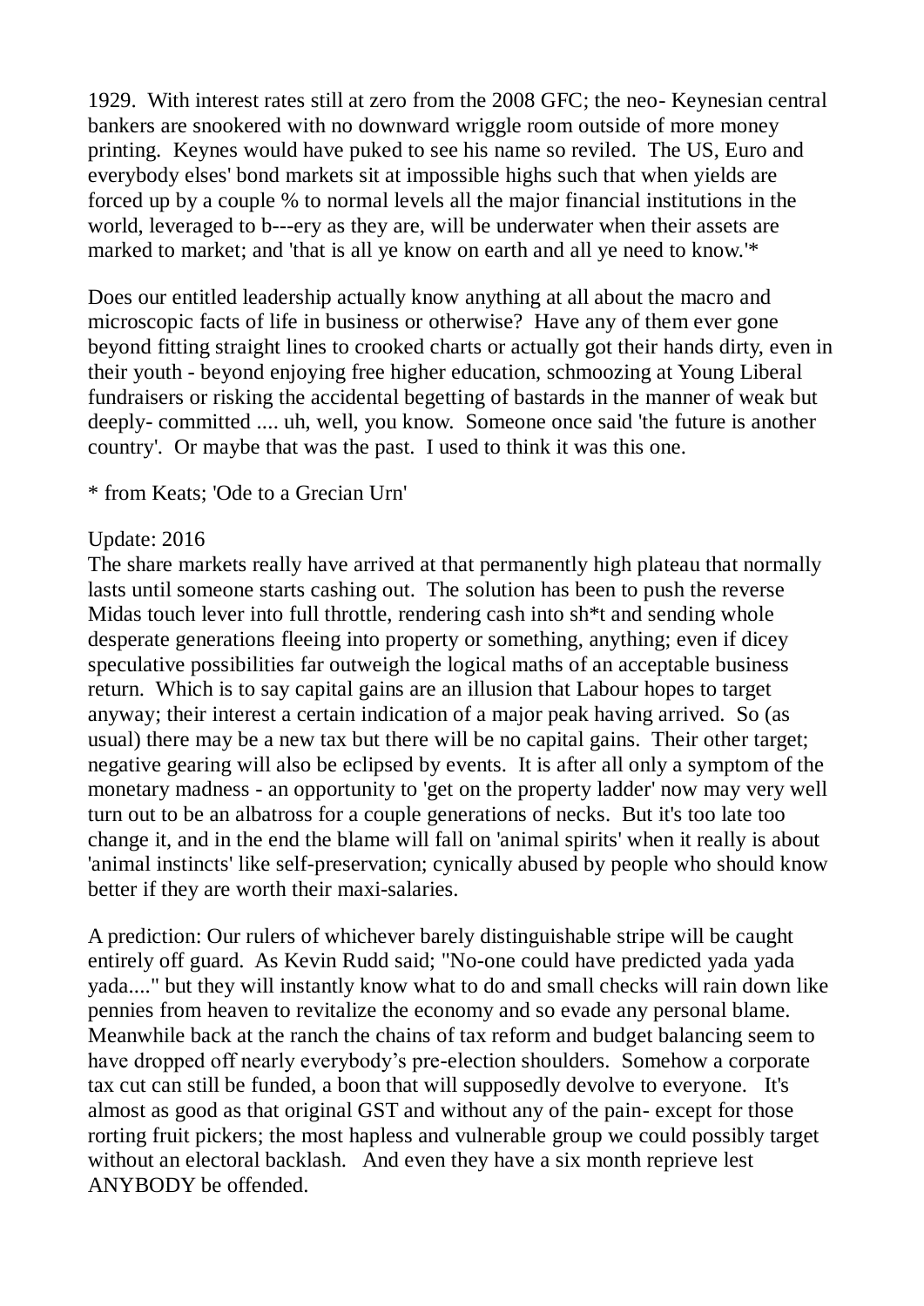1929. With interest rates still at zero from the 2008 GFC; the neo- Keynesian central bankers are snookered with no downward wriggle room outside of more money printing. Keynes would have puked to see his name so reviled. The US, Euro and everybody elses' bond markets sit at impossible highs such that when yields are forced up by a couple % to normal levels all the major financial institutions in the world, leveraged to b---ery as they are, will be underwater when their assets are marked to market; and 'that is all ye know on earth and all ye need to know.'*

Does our entitled leadership actually know anything at all about the macro and microscopic facts of life in business or otherwise? Have any of them ever gone beyond fitting straight lines to crooked charts or actually got their hands dirty, even in their youth - beyond enjoying free higher education, schmoozing at Young Liberal fundraisers or risking the accidental begetting of bastards in the manner of weak but deeply- committed .... uh, well, you know. Someone once said 'the future is another country'. Or maybe that was the past. I used to think it was this one.

* from Keats; 'Ode to a Grecian Urn'

Update: 2016
The share markets really have arrived at that permanently high plateau that normally lasts until someone starts cashing out. The solution has been to push the reverse Midas touch lever into full throttle, rendering cash into sh*t and sending whole desperate generations fleeing into property or something, anything; even if dicey speculative possibilities far outweigh the logical maths of an acceptable business return. Which is to say capital gains are an illusion that Labour hopes to target anyway; their interest a certain indication of a major peak having arrived. So (as usual) there may be a new tax but there will be no capital gains. Their other target; negative gearing will also be eclipsed by events. It is after all only a symptom of the monetary madness - an opportunity to 'get on the property ladder' now may very well turn out to be an albatross for a couple generations of necks. But it's too late too change it, and in the end the blame will fall on 'animal spirits' when it really is about 'animal instincts' like self-preservation; cynically abused by people who should know better if they are worth their maxi-salaries.

A prediction: Our rulers of whichever barely distinguishable stripe will be caught entirely off guard. As Kevin Rudd said; "No-one could have predicted yada yada yada...." but they will instantly know what to do and small checks will rain down like pennies from heaven to revitalize the economy and so evade any personal blame. Meanwhile back at the ranch the chains of tax reform and budget balancing seem to have dropped off nearly everybody's pre-election shoulders. Somehow a corporate tax cut can still be funded, a boon that will supposedly devolve to everyone. It's almost as good as that original GST and without any of the pain- except for those rorting fruit pickers; the most hapless and vulnerable group we could possibly target without an electoral backlash. And even they have a six month reprieve lest ANYBODY be offended.